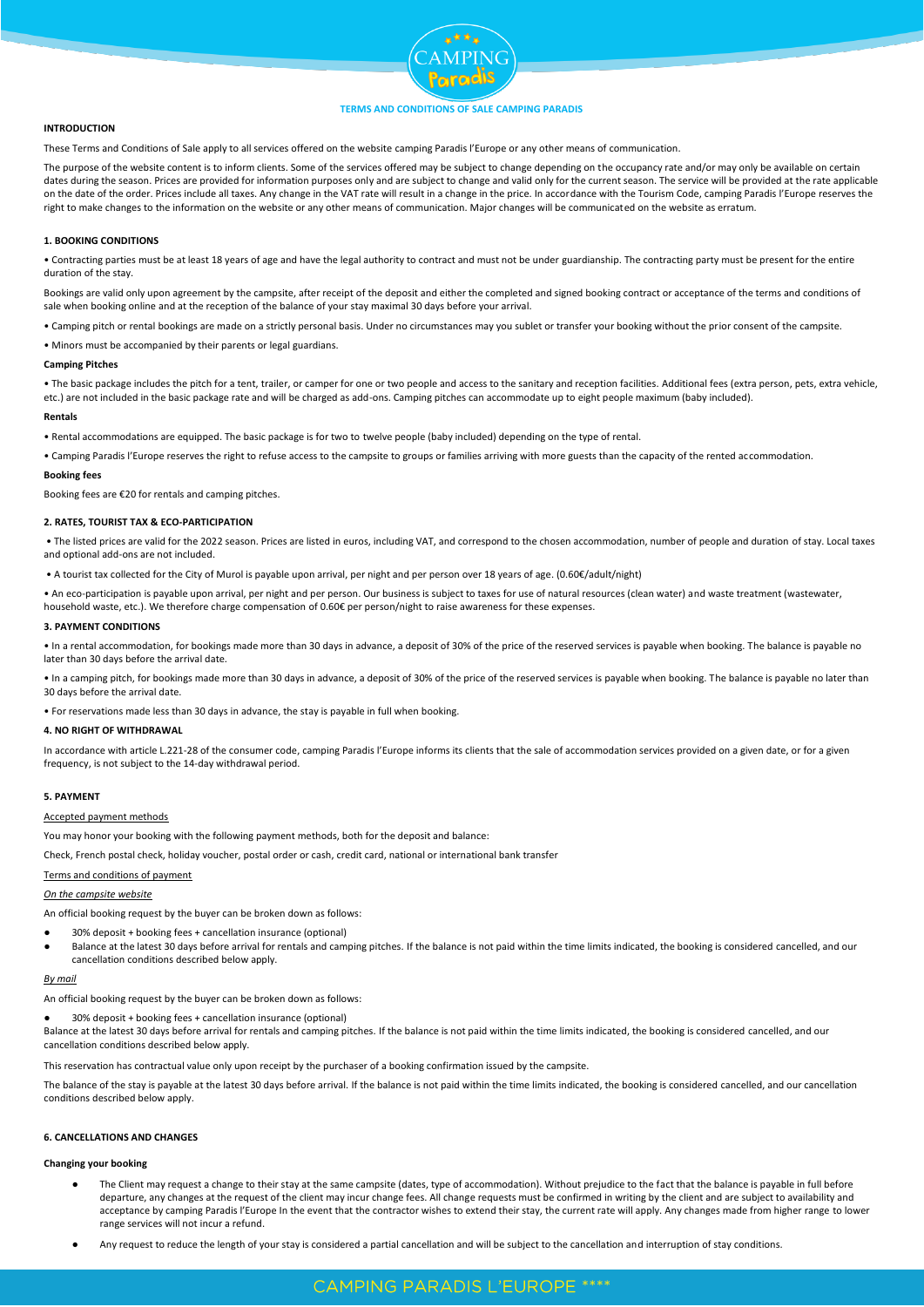# TERMS AND CONDITIONS OF SALE CAMPING PARADIS

## INTRODUCTION

These Terms and Conditions of Sale apply to all services offered on the website camping Paradis l'Europe or any other means of communication.

The purpose of the website content is to inform clients. Some of the services offered may be subject to change depending on the occupancy rate and/or may only be available on certain dates during the season. Prices are provided for information purposes only and are subject to change and valid only for the current season. The service will be provided at the rate applicable on the date of the order. Prices include all taxes. Any change in the VAT rate will result in a change in the price. In accordance with the Tourism Code, camping Paradis l'Europe reserves the right to make changes to the information on the website or any other means of communication. Major changes will be communicated on the website as erratum.

## 1. BOOKING CONDITIONS

• Contracting parties must be at least 18 years of age and have the legal authority to contract and must not be under guardianship. The contracting party must be present for the entire duration of the stay.

Bookings are valid only upon agreement by the campsite, after receipt of the deposit and either the completed and signed booking contract or acceptance of the terms and conditions of sale when booking online and at the reception of the balance of your stay maximal 30 days before your arrival.

• Camping pitch or rental bookings are made on a strictly personal basis. Under no circumstances may you sublet or transfer your booking without the prior consent of the campsite.

• Minors must be accompanied by their parents or legal guardians.

### Camping Pitches

• The basic package includes the pitch for a tent, trailer, or camper for one or two people and access to the sanitary and reception facilities. Additional fees (extra person, pets, extra vehicle, etc.) are not included in the basic package rate and will be charged as add-ons. Camping pitches can accommodate up to eight people maximum (baby included).

### Rentals

• Rental accommodations are equipped. The basic package is for two to twelve people (baby included) depending on the type of rental.

• Camping Paradis l'Europe reserves the right to refuse access to the campsite to groups or families arriving with more guests than the capacity of the rented accommodation.

### Booking fees

Booking fees are €20 for rentals and camping pitches.

## 2. RATES, TOURIST TAX & ECO-PARTICIPATION

• The listed prices are valid for the 2022 season. Prices are listed in euros, including VAT, and correspond to the chosen accommodation, number of people and duration of stay. Local taxes and optional add-ons are not included.

• A tourist tax collected for the City of Murol is payable upon arrival, per night and per person over 18 years of age. (0.60€/adult/night)

• An eco-participation is payable upon arrival, per night and per person. Our business is subject to taxes for use of natural resources (clean water) and waste treatment (wastewater, household waste, etc.). We therefore charge compensation of 0.60€ per person/night to raise awareness for these expenses.

## 3. PAYMENT CONDITIONS

• In a rental accommodation, for bookings made more than 30 days in advance, a deposit of 30% of the price of the reserved services is payable when booking. The balance is payable no later than 30 days before the arrival date.

• In a camping pitch, for bookings made more than 30 days in advance, a deposit of 30% of the price of the reserved services is payable when booking. The balance is payable no later than 30 days before the arrival date.

• For reservations made less than 30 days in advance, the stay is payable in full when booking.

## 4. NO RIGHT OF WITHDRAWAL

In accordance with article L.221-28 of the consumer code, camping Paradis l'Europe informs its clients that the sale of accommodation services provided on a given date, or for a given frequency, is not subject to the 14-day withdrawal period.

## 5. PAYMENT

Accepted payment methods

You may honor your booking with the following payment methods, both for the deposit and balance:

Check, French postal check, holiday voucher, postal order or cash, credit card, national or international bank transfer

Terms and conditions of payment

*On the campsite website*

An official booking request by the buyer can be broken down as follows:

- 30% deposit + booking fees + cancellation insurance (optional)
- Balance at the latest 30 days before arrival for rentals and camping pitches. If the balance is not paid within the time limits indicated, the booking is considered cancelled, and our cancellation conditions described below apply.

*By mail*

An official booking request by the buyer can be broken down as follows:

- 30% deposit + booking fees + cancellation insurance (optional)

Balance at the latest 30 days before arrival for rentals and camping pitches. If the balance is not paid within the time limits indicated, the booking is considered cancelled, and our cancellation conditions described below apply.

This reservation has contractual value only upon receipt by the purchaser of a booking confirmation issued by the campsite.

The balance of the stay is payable at the latest 30 days before arrival. If the balance is not paid within the time limits indicated, the booking is considered cancelled, and our cancellation conditions described below apply.

## 6. CANCELLATIONS AND CHANGES

### Changing your booking

- The Client may request a change to their stay at the same campsite (dates, type of accommodation). Without prejudice to the fact that the balance is payable in full before departure, any changes at the request of the client may incur change fees. All change requests must be confirmed in writing by the client and are subject to availability and acceptance by camping Paradis l'Europe In the event that the contractor wishes to extend their stay, the current rate will apply. Any changes made from higher range to lower range services will not incur a refund.
- Any request to reduce the length of your stay is considered a partial cancellation and will be subject to the cancellation and interruption of stay conditions.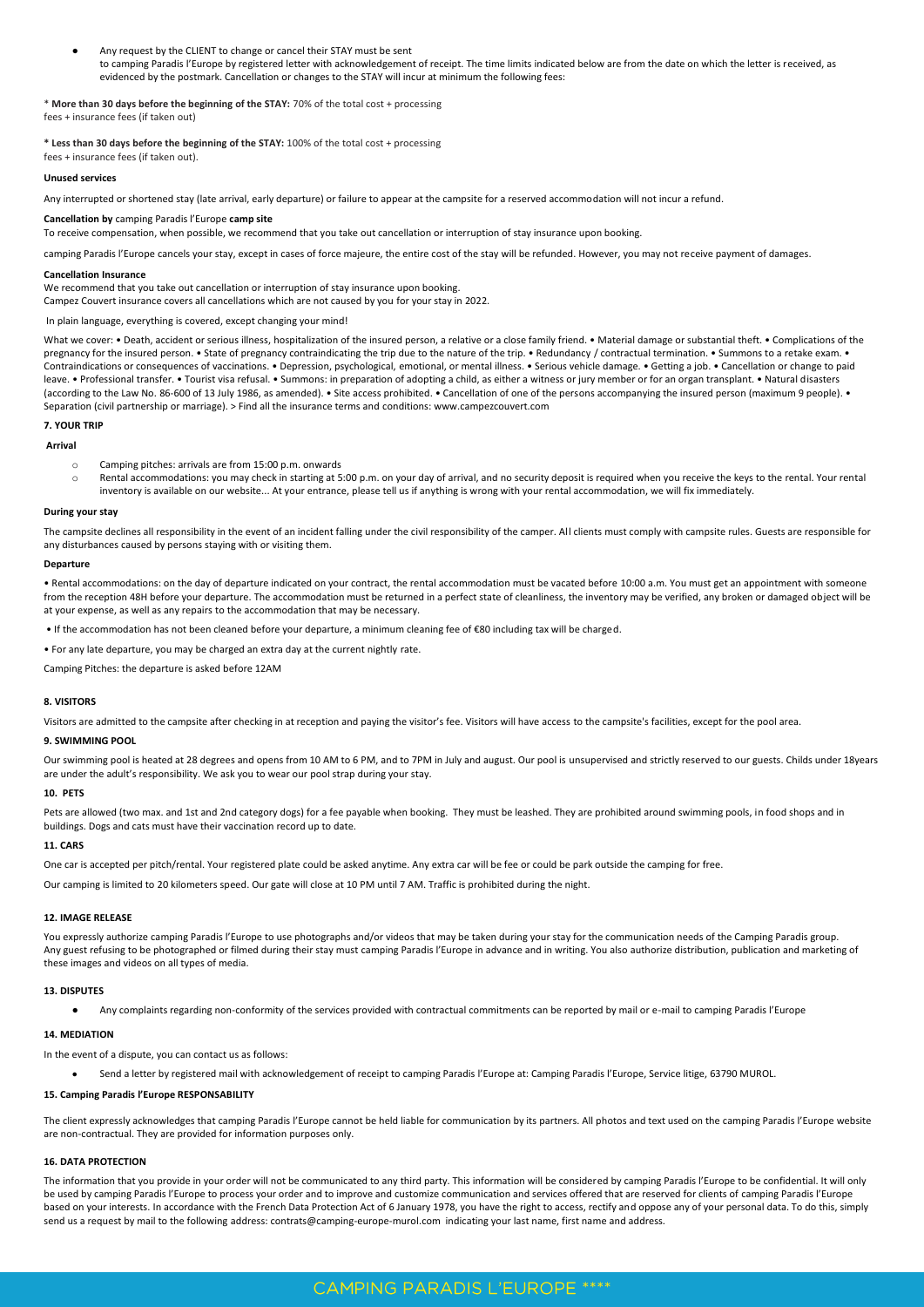- Any request by the CLIENT to change or cancel their STAY must be sent to camping Paradis l'Europe by registered letter with acknowledgement of receipt. The time limits indicated below are from the date on which the letter is received, as evidenced by the postmark. Cancellation or changes to the STAY will incur at minimum the following fees:

* **More than 30 days before the beginning of the STAY:** 70% of the total cost + processing fees + insurance fees (if taken out)

* **Less than 30 days before the beginning of the STAY:** 100% of the total cost + processing fees + insurance fees (if taken out).

**Unused services**

Any interrupted or shortened stay (late arrival, early departure) or failure to appear at the campsite for a reserved accommodation will not incur a refund.

**Cancellation by** camping Paradis l'Europe **camp site**

To receive compensation, when possible, we recommend that you take out cancellation or interruption of stay insurance upon booking.

camping Paradis l'Europe cancels your stay, except in cases of force majeure, the entire cost of the stay will be refunded. However, you may not receive payment of damages.

**Cancellation Insurance**

We recommend that you take out cancellation or interruption of stay insurance upon booking.
Campez Couvert insurance covers all cancellations which are not caused by you for your stay in 2022.

In plain language, everything is covered, except changing your mind!

What we cover: • Death, accident or serious illness, hospitalization of the insured person, a relative or a close family friend. • Material damage or substantial theft. • Complications of the pregnancy for the insured person. • State of pregnancy contraindicating the trip due to the nature of the trip. • Redundancy / contractual termination. • Summons to a retake exam. • Contraindications or consequences of vaccinations. • Depression, psychological, emotional, or mental illness. • Serious vehicle damage. • Getting a job. • Cancellation or change to paid leave. • Professional transfer. • Tourist visa refusal. • Summons: in preparation of adopting a child, as either a witness or jury member or for an organ transplant. • Natural disasters (according to the Law No. 86-600 of 13 July 1986, as amended). • Site access prohibited. • Cancellation of one of the persons accompanying the insured person (maximum 9 people). • Separation (civil partnership or marriage). > Find all the insurance terms and conditions: www.campezcouvert.com

**7. YOUR TRIP**

**Arrival**

- Camping pitches: arrivals are from 15:00 p.m. onwards
- Rental accommodations: you may check in starting at 5:00 p.m. on your day of arrival, and no security deposit is required when you receive the keys to the rental. Your rental inventory is available on our website... At your entrance, please tell us if anything is wrong with your rental accommodation, we will fix immediately.

**During your stay**

The campsite declines all responsibility in the event of an incident falling under the civil responsibility of the camper. All clients must comply with campsite rules. Guests are responsible for any disturbances caused by persons staying with or visiting them.

**Departure**

• Rental accommodations: on the day of departure indicated on your contract, the rental accommodation must be vacated before 10:00 a.m. You must get an appointment with someone from the reception 48H before your departure. The accommodation must be returned in a perfect state of cleanliness, the inventory may be verified, any broken or damaged object will be at your expense, as well as any repairs to the accommodation that may be necessary.

• If the accommodation has not been cleaned before your departure, a minimum cleaning fee of €80 including tax will be charged.

• For any late departure, you may be charged an extra day at the current nightly rate.

Camping Pitches: the departure is asked before 12AM

**8. VISITORS**

Visitors are admitted to the campsite after checking in at reception and paying the visitor's fee. Visitors will have access to the campsite's facilities, except for the pool area.

**9. SWIMMING POOL**

Our swimming pool is heated at 28 degrees and opens from 10 AM to 6 PM, and to 7PM in July and august. Our pool is unsupervised and strictly reserved to our guests. Childs under 18years are under the adult's responsibility. We ask you to wear our pool strap during your stay.

**10. PETS**

Pets are allowed (two max. and 1st and 2nd category dogs) for a fee payable when booking. They must be leashed. They are prohibited around swimming pools, in food shops and in buildings. Dogs and cats must have their vaccination record up to date.

**11. CARS**

One car is accepted per pitch/rental. Your registered plate could be asked anytime. Any extra car will be fee or could be park outside the camping for free.

Our camping is limited to 20 kilometers speed. Our gate will close at 10 PM until 7 AM. Traffic is prohibited during the night.

**12. IMAGE RELEASE**

You expressly authorize camping Paradis l'Europe to use photographs and/or videos that may be taken during your stay for the communication needs of the Camping Paradis group. Any guest refusing to be photographed or filmed during their stay must camping Paradis l'Europe in advance and in writing. You also authorize distribution, publication and marketing of these images and videos on all types of media.

**13. DISPUTES**

- Any complaints regarding non-conformity of the services provided with contractual commitments can be reported by mail or e-mail to camping Paradis l'Europe

**14. MEDIATION**

In the event of a dispute, you can contact us as follows:

- Send a letter by registered mail with acknowledgement of receipt to camping Paradis l'Europe at: Camping Paradis l'Europe, Service litige, 63790 MUROL.

**15. Camping Paradis l'Europe RESPONSABILITY**

The client expressly acknowledges that camping Paradis l'Europe cannot be held liable for communication by its partners. All photos and text used on the camping Paradis l'Europe website are non-contractual. They are provided for information purposes only.

**16. DATA PROTECTION**

The information that you provide in your order will not be communicated to any third party. This information will be considered by camping Paradis l'Europe to be confidential. It will only be used by camping Paradis l'Europe to process your order and to improve and customize communication and services offered that are reserved for clients of camping Paradis l'Europe based on your interests. In accordance with the French Data Protection Act of 6 January 1978, you have the right to access, rectify and oppose any of your personal data. To do this, simply send us a request by mail to the following address: contrats@camping-europe-murol.com indicating your last name, first name and address.